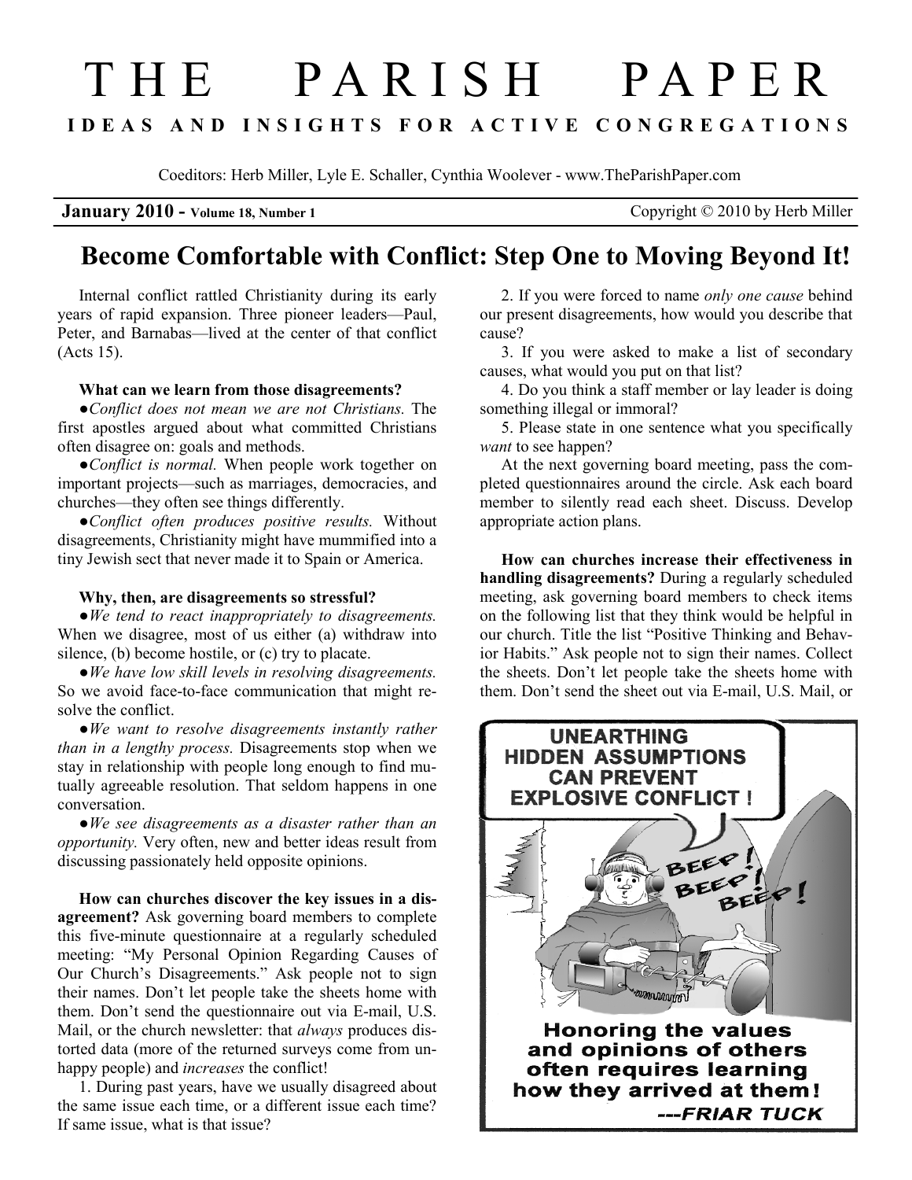# THE PARISH PAPER

**IDEAS AND INSIGHTS FOR ACTIVE CONGREGATIONS**

Coeditors: Herb Miller, Lyle E. Schaller, Cynthia Woolever - www.TheParishPaper.com

**January 2010 - Volume 18, Number 1** Copyright © 2010 by Herb Miller

## Become Comfortable with Conflict: Step One to Moving Beyond It!

Internal conflict rattled Christianity during its early years of rapid expansion. Three pioneer leaders—Paul, Peter, and Barnabas—lived at the center of that conflict (Acts 15).

**What can we learn from those disagreements?**

●*Conflict does not mean we are not Christians.* The first apostles argued about what committed Christians often disagree on: goals and methods.

●*Conflict is normal.* When people work together on important projects—such as marriages, democracies, and churches—they often see things differently.

●*Conflict often produces positive results.* Without disagreements, Christianity might have mummified into a tiny Jewish sect that never made it to Spain or America.

**Why, then, are disagreements so stressful?**

●*We tend to react inappropriately to disagreements.* When we disagree, most of us either (a) withdraw into silence, (b) become hostile, or (c) try to placate.

●*We have low skill levels in resolving disagreements.* So we avoid face-to-face communication that might resolve the conflict.

●*We want to resolve disagreements instantly rather than in a lengthy process.* Disagreements stop when we stay in relationship with people long enough to find mutually agreeable resolution. That seldom happens in one conversation.

●*We see disagreements as a disaster rather than an opportunity.* Very often, new and better ideas result from discussing passionately held opposite opinions.

**How can churches discover the key issues in a disagreement?** Ask governing board members to complete this five-minute questionnaire at a regularly scheduled meeting: "My Personal Opinion Regarding Causes of Our Church's Disagreements." Ask people not to sign their names. Don't let people take the sheets home with them. Don't send the questionnaire out via E-mail, U.S. Mail, or the church newsletter: that *always* produces distorted data (more of the returned surveys come from unhappy people) and *increases* the conflict!

1. During past years, have we usually disagreed about the same issue each time, or a different issue each time? If same issue, what is that issue?

2. If you were forced to name *only one cause* behind our present disagreements, how would you describe that cause?

3. If you were asked to make a list of secondary causes, what would you put on that list?

4. Do you think a staff member or lay leader is doing something illegal or immoral?

5. Please state in one sentence what you specifically *want* to see happen?

At the next governing board meeting, pass the completed questionnaires around the circle. Ask each board member to silently read each sheet. Discuss. Develop appropriate action plans.

**How can churches increase their effectiveness in handling disagreements?** During a regularly scheduled meeting, ask governing board members to check items on the following list that they think would be helpful in our church. Title the list "Positive Thinking and Behavior Habits." Ask people not to sign their names. Collect the sheets. Don't let people take the sheets home with them. Don't send the sheet out via E-mail, U.S. Mail, or

**Honoring the values and opinions of others often requires learning how they arrived at them! ---FRIAR TUCK**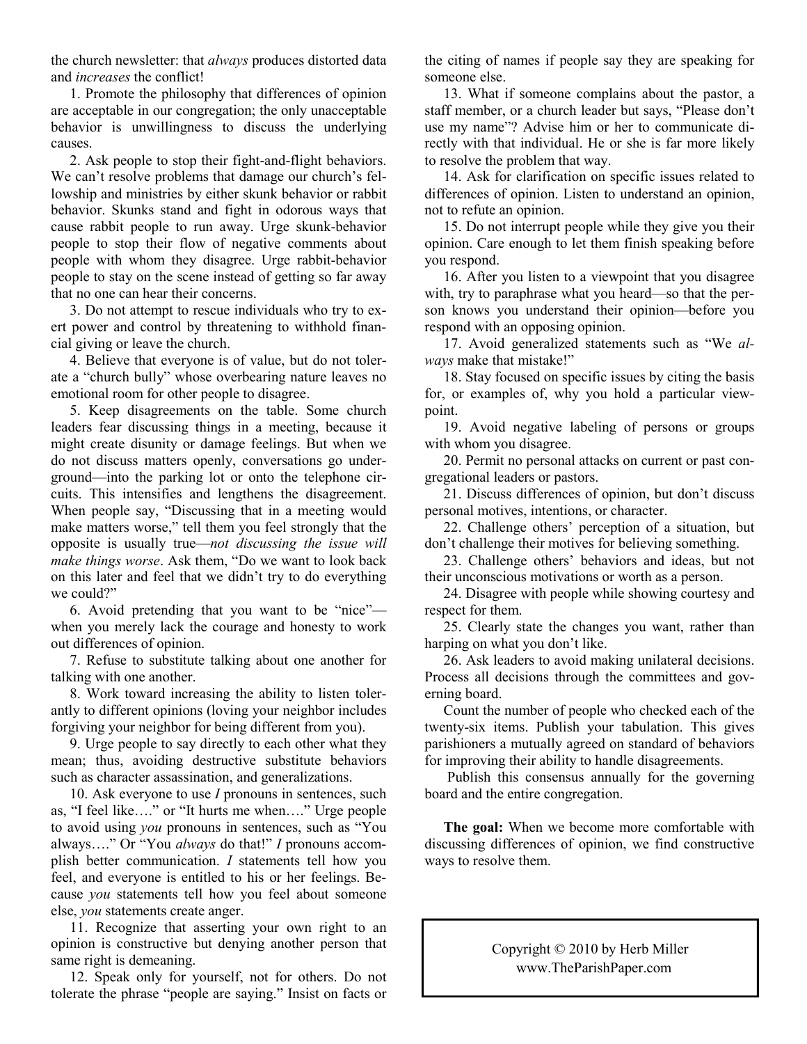the church newsletter: that *always* produces distorted data and *increases* the conflict!

1. Promote the philosophy that differences of opinion are acceptable in our congregation; the only unacceptable behavior is unwillingness to discuss the underlying causes.

2. Ask people to stop their fight-and-flight behaviors. We can't resolve problems that damage our church's fellowship and ministries by either skunk behavior or rabbit behavior. Skunks stand and fight in odorous ways that cause rabbit people to run away. Urge skunk-behavior people to stop their flow of negative comments about people with whom they disagree. Urge rabbit-behavior people to stay on the scene instead of getting so far away that no one can hear their concerns.

3. Do not attempt to rescue individuals who try to exert power and control by threatening to withhold financial giving or leave the church.

4. Believe that everyone is of value, but do not tolerate a "church bully" whose overbearing nature leaves no emotional room for other people to disagree.

5. Keep disagreements on the table. Some church leaders fear discussing things in a meeting, because it might create disunity or damage feelings. But when we do not discuss matters openly, conversations go underground—into the parking lot or onto the telephone circuits. This intensifies and lengthens the disagreement. When people say, "Discussing that in a meeting would make matters worse," tell them you feel strongly that the opposite is usually true—*not discussing the issue will make things worse*. Ask them, "Do we want to look back on this later and feel that we didn't try to do everything we could?"

6. Avoid pretending that you want to be "nice"—when you merely lack the courage and honesty to work out differences of opinion.

7. Refuse to substitute talking about one another for talking with one another.

8. Work toward increasing the ability to listen tolerantly to different opinions (loving your neighbor includes forgiving your neighbor for being different from you).

9. Urge people to say directly to each other what they mean; thus, avoiding destructive substitute behaviors such as character assassination, and generalizations.

10. Ask everyone to use *I* pronouns in sentences, such as, "I feel like…." or "It hurts me when…." Urge people to avoid using *you* pronouns in sentences, such as "You always…." Or "You *always* do that!" *I* pronouns accomplish better communication. *I* statements tell how you feel, and everyone is entitled to his or her feelings. Because *you* statements tell how you feel about someone else, *you* statements create anger.

11. Recognize that asserting your own right to an opinion is constructive but denying another person that same right is demeaning.

12. Speak only for yourself, not for others. Do not tolerate the phrase "people are saying." Insist on facts or the citing of names if people say they are speaking for someone else.

13. What if someone complains about the pastor, a staff member, or a church leader but says, "Please don't use my name"? Advise him or her to communicate directly with that individual. He or she is far more likely to resolve the problem that way.

14. Ask for clarification on specific issues related to differences of opinion. Listen to understand an opinion, not to refute an opinion.

15. Do not interrupt people while they give you their opinion. Care enough to let them finish speaking before you respond.

16. After you listen to a viewpoint that you disagree with, try to paraphrase what you heard—so that the person knows you understand their opinion—before you respond with an opposing opinion.

17. Avoid generalized statements such as "We *always* make that mistake!"

18. Stay focused on specific issues by citing the basis for, or examples of, why you hold a particular viewpoint.

19. Avoid negative labeling of persons or groups with whom you disagree.

20. Permit no personal attacks on current or past congregational leaders or pastors.

21. Discuss differences of opinion, but don't discuss personal motives, intentions, or character.

22. Challenge others' perception of a situation, but don't challenge their motives for believing something.

23. Challenge others' behaviors and ideas, but not their unconscious motivations or worth as a person.

24. Disagree with people while showing courtesy and respect for them.

25. Clearly state the changes you want, rather than harping on what you don't like.

26. Ask leaders to avoid making unilateral decisions. Process all decisions through the committees and governing board.

Count the number of people who checked each of the twenty-six items. Publish your tabulation. This gives parishioners a mutually agreed on standard of behaviors for improving their ability to handle disagreements.

Publish this consensus annually for the governing board and the entire congregation.

**The goal:** When we become more comfortable with discussing differences of opinion, we find constructive ways to resolve them.

Copyright © 2010 by Herb Miller
www.TheParishPaper.com